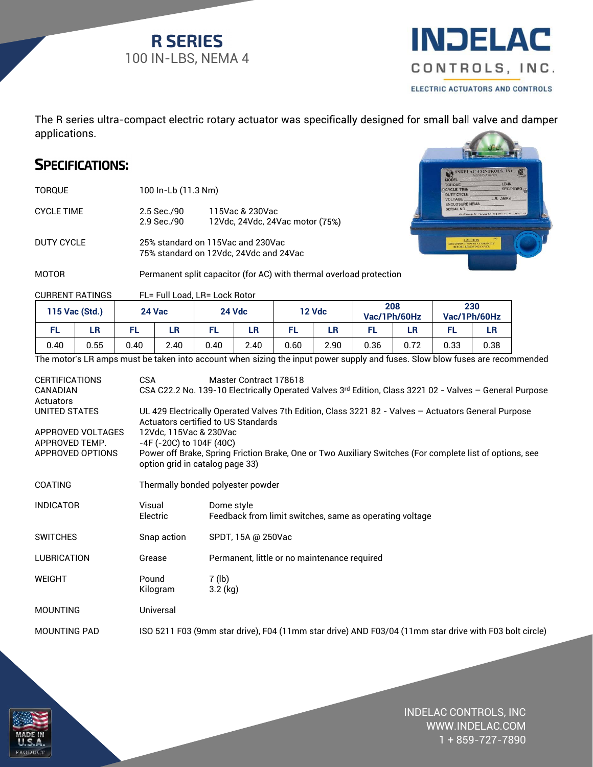# R SERIES

100 IN-LBS, NEMA 4

INDELAC CONTROLS, INC.

ELECTRIC ACTUATORS AND CONTROLS

The R series ultra-compact electric rotary actuator was specifically designed for small ball valve and damper applications.

## SPECIFICATIONS:

| | | |
|---|---|---|
| TORQUE | 100 In-Lb (11.3 Nm) | |
| CYCLE TIME | 2.5 Sec./90<br>2.9 Sec./90 | 115Vac & 230Vac<br>12Vdc, 24Vdc, 24Vac motor (75%) |
| DUTY CYCLE | 25% standard on 115Vac and 230Vac<br>75% standard on 12Vdc, 24Vdc and 24Vac | |
| MOTOR | Permanent split capacitor (for AC) with thermal overload protection | |

CURRENT RATINGS FL= Full Load, LR= Lock Rotor

| 115 Vac (Std.) | | 24 Vac | | 24 Vdc | | 12 Vdc | | 208 Vac/1Ph/60Hz | | 230 Vac/1Ph/60Hz | |
|---|---|---|---|---|---|---|---|---|---|---|---|
| FL | LR | FL | LR | FL | LR | FL | LR | FL | LR | FL | LR |
| 0.40 | 0.55 | 0.40 | 2.40 | 0.40 | 2.40 | 0.60 | 2.90 | 0.36 | 0.72 | 0.33 | 0.38 |

The motor's LR amps must be taken into account when sizing the input power supply and fuses. Slow blow fuses are recommended

| | | |
|---|---|---|
| CERTIFICATIONS | CSA | Master Contract 178618 |
| CANADIAN Actuators | CSA C22.2 No. 139-10 Electrically Operated Valves 3rd Edition, Class 3221 02 - Valves – General Purpose | |
| UNITED STATES | UL 429 Electrically Operated Valves 7th Edition, Class 3221 82 - Valves – Actuators General Purpose Actuators certified to US Standards | |
| APPROVED VOLTAGES | 12Vdc, 115Vac & 230Vac | |
| APPROVED TEMP. | -4F (-20C) to 104F (40C) | |
| APPROVED OPTIONS | Power off Brake, Spring Friction Brake, One or Two Auxiliary Switches (For complete list of options, see option grid in catalog page 33) | |
| COATING | Thermally bonded polyester powder | |
| INDICATOR | Visual<br>Electric | Dome style<br>Feedback from limit switches, same as operating voltage |
| SWITCHES | Snap action | SPDT, 15A @ 250Vac |
| LUBRICATION | Grease | Permanent, little or no maintenance required |
| WEIGHT | Pound<br>Kilogram | 7 (lb)<br>3.2 (kg) |
| MOUNTING | Universal | |
| MOUNTING PAD | ISO 5211 F03 (9mm star drive), F04 (11mm star drive) AND F03/04 (11mm star drive with F03 bolt circle) | |

INDELAC CONTROLS, INC
WWW.INDELAC.COM
1 + 859-727-7890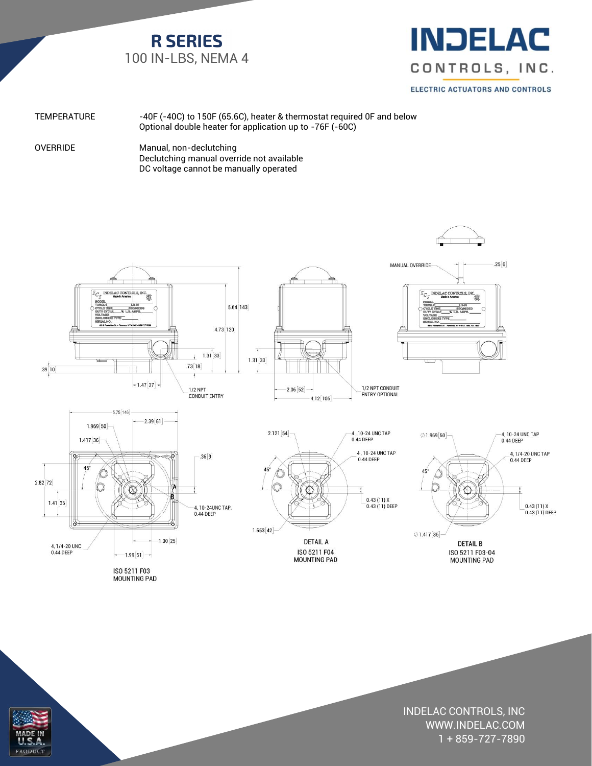# R SERIES

100 IN-LBS, NEMA 4

INDELAC CONTROLS, INC.

ELECTRIC ACTUATORS AND CONTROLS

| | |
|---|---|
| TEMPERATURE | -40F (-40C) to 150F (65.6C), heater & thermostat required 0F and below<br>Optional double heater for application up to -76F (-60C) |
| OVERRIDE | Manual, non-declutching<br>Declutching manual override not available<br>DC voltage cannot be manually operated |

MANUAL OVERRIDE

.25 [6]

5.64 [143]

4.73 [120]

1.31 [33]

.73 [18]

.39 [10]

1.47 [37]

1/2 NPT CONDUIT ENTRY

1.31 [33]

2.06 [52]

4.12 [105]

1/2 NPT CONDUIT ENTRY OPTIONAL

5.75 [146]

2.39 [61]

1.969 [50]

1.417 [36]

.36 [9]

45°

2.82 [72]

1.41 [36]

A

B

4, 10-24UNC TAP, 0.44 DEEP

1.00 [25]

4, 1/4-20 UNC 0.44 DEEP

1.99 [51]

ISO 5211 F03 MOUNTING PAD

2.121 [54]

4 , 10-24 UNC TAP 0.44 DEEP

4 , 10-24 UNC TAP 0.44 DEEP

45°

0.43 (11) X 0.43 (11) DEEP

1.653 [42]

DETAIL A

ISO 5211 F04 MOUNTING PAD

∅1.969 [50]

4, 10-24 UNC TAP 0.44 DEEP

4, 1/4-20 UNC TAP 0.44 DEEP

45°

0.43 (11) X 0.43 (11) DEEP

∅1.417 [36]

DETAIL B

ISO 5211 F03-04 MOUNTING PAD

INDELAC CONTROLS, INC

WWW.INDELAC.COM

1 + 859-727-7890